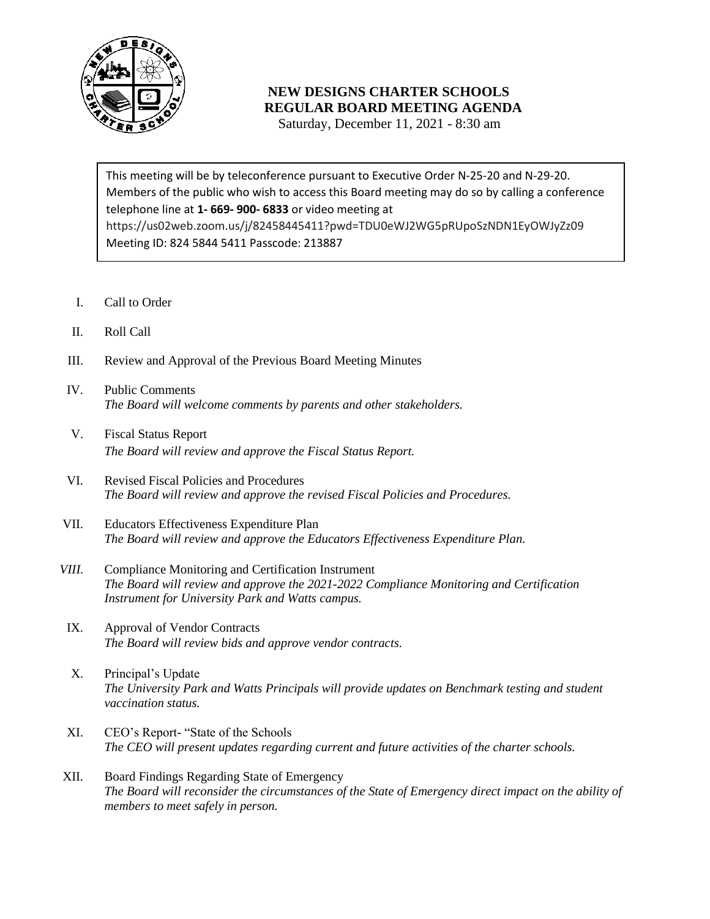# NEW DESIGNS CHARTER SCHOOLS
## REGULAR BOARD MEETING AGENDA

Saturday, December 11, 2021 - 8:30 am

This meeting will be by teleconference pursuant to Executive Order N-25-20 and N-29-20. Members of the public who wish to access this Board meeting may do so by calling a conference telephone line at **1- 669- 900- 6833** or video meeting at https://us02web.zoom.us/j/82458445411?pwd=TDU0eWJ2WG5pRUpoSzNDN1EyOWJyZz09 Meeting ID: 824 5844 5411 Passcode: 213887

I. Call to Order

II. Roll Call

III. Review and Approval of the Previous Board Meeting Minutes

IV. Public Comments
*The Board will welcome comments by parents and other stakeholders.*

V. Fiscal Status Report
*The Board will review and approve the Fiscal Status Report.*

VI. Revised Fiscal Policies and Procedures
*The Board will review and approve the revised Fiscal Policies and Procedures.*

VII. Educators Effectiveness Expenditure Plan
*The Board will review and approve the Educators Effectiveness Expenditure Plan.*

*VIII.* Compliance Monitoring and Certification Instrument
*The Board will review and approve the 2021-2022 Compliance Monitoring and Certification Instrument for University Park and Watts campus.*

IX. Approval of Vendor Contracts
*The Board will review bids and approve vendor contracts.*

X. Principal's Update
*The University Park and Watts Principals will provide updates on Benchmark testing and student vaccination status.*

XI. CEO's Report- "State of the Schools
*The CEO will present updates regarding current and future activities of the charter schools.*

XII. Board Findings Regarding State of Emergency
*The Board will reconsider the circumstances of the State of Emergency direct impact on the ability of members to meet safely in person.*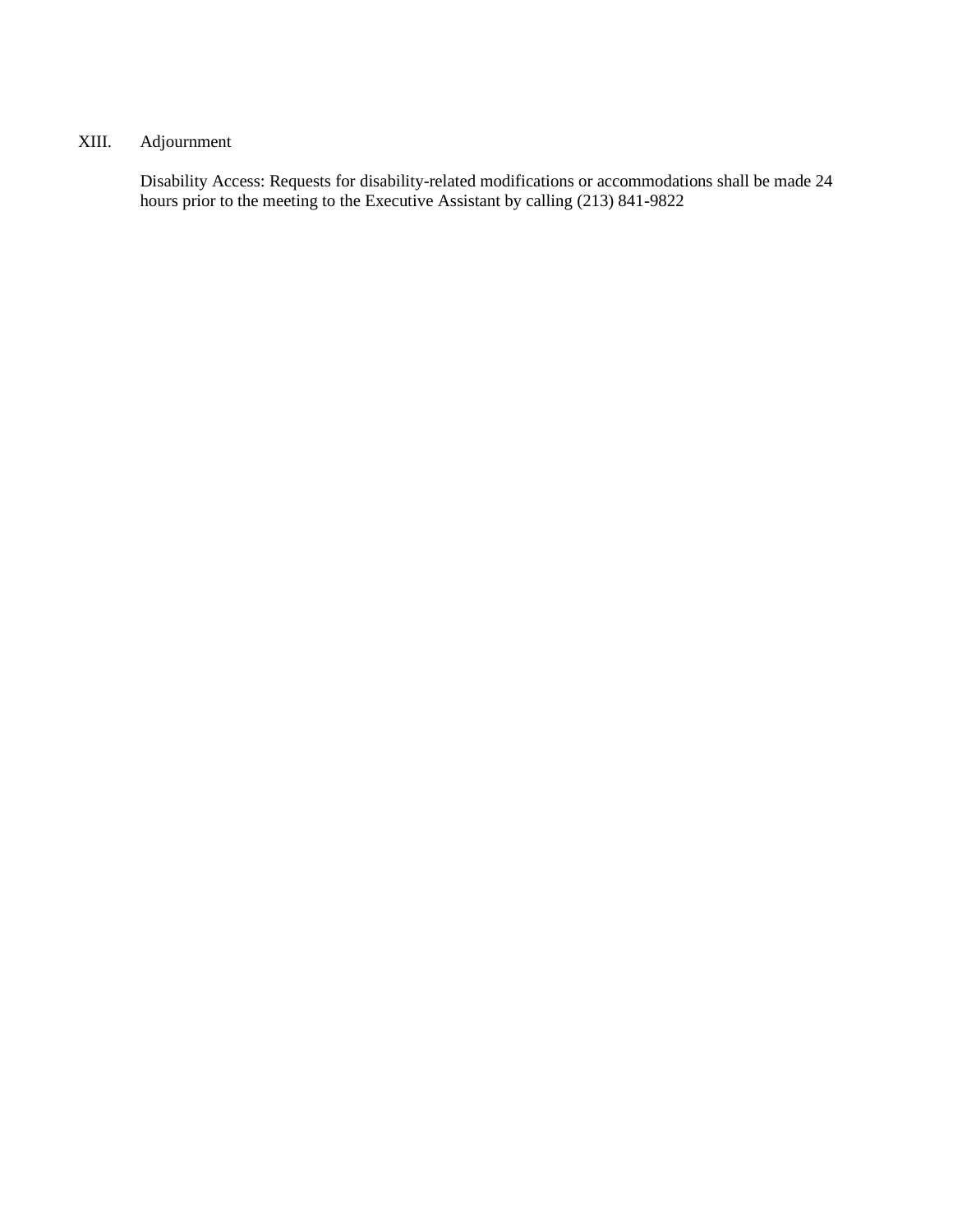XIII. Adjournment

Disability Access: Requests for disability-related modifications or accommodations shall be made 24 hours prior to the meeting to the Executive Assistant by calling (213) 841-9822